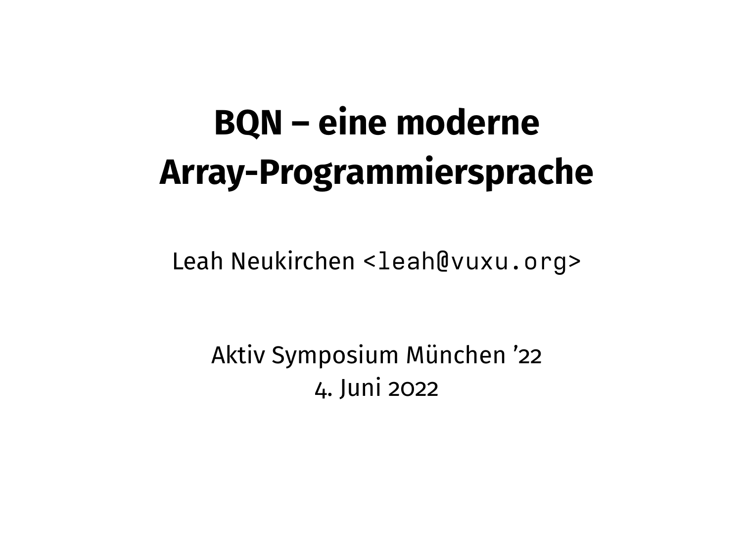# BQN – eine moderne Array-Programmiersprache

Leah Neukirchen `<leah@vuxu.org>`

Aktiv Symposium München ’22
4. Juni 2022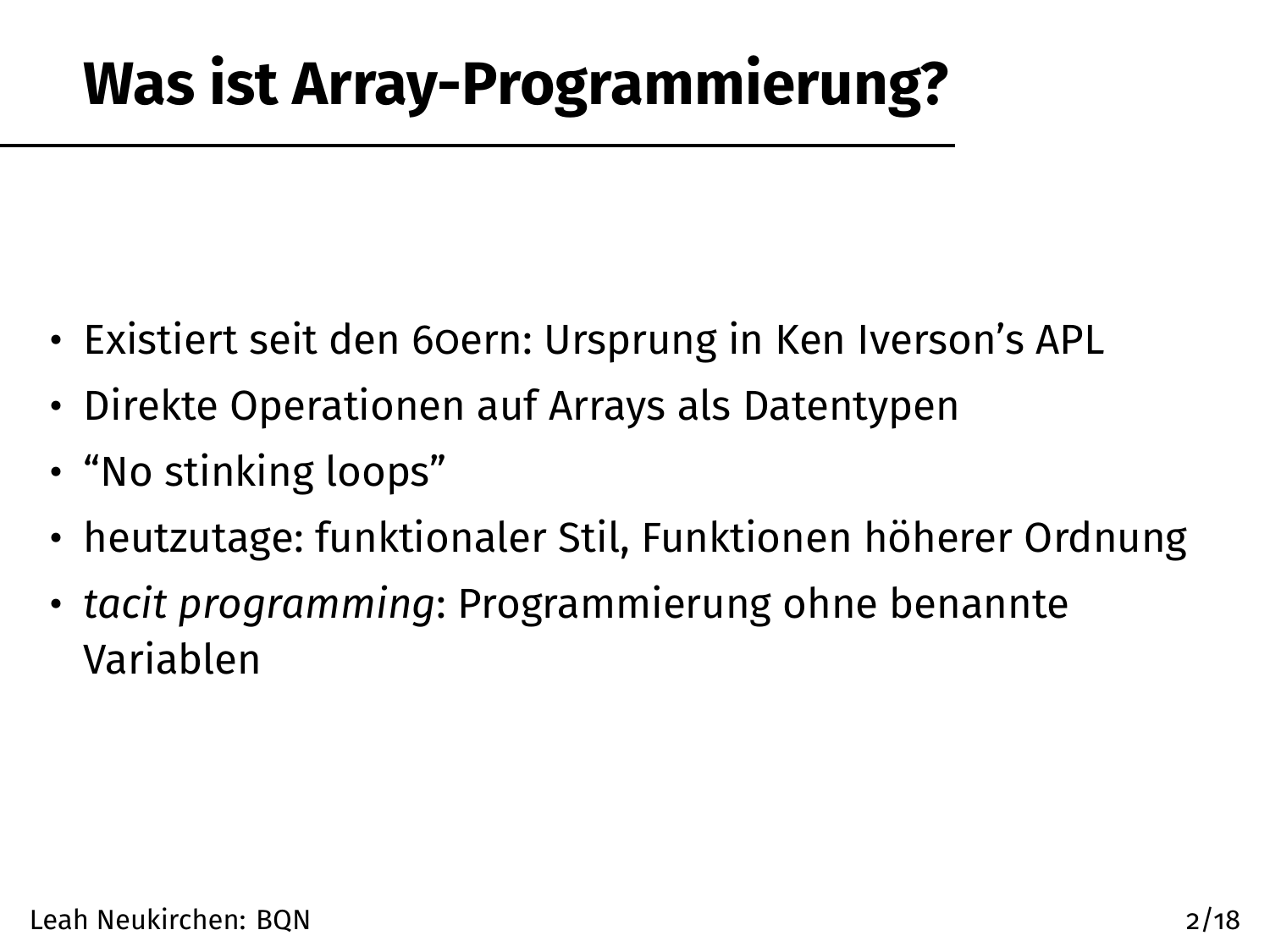# Was ist Array-Programmierung?

- Existiert seit den 60ern: Ursprung in Ken Iverson's APL
- Direkte Operationen auf Arrays als Datentypen
- "No stinking loops"
- heutzutage: funktionaler Stil, Funktionen höherer Ordnung
- *tacit programming*: Programmierung ohne benannte Variablen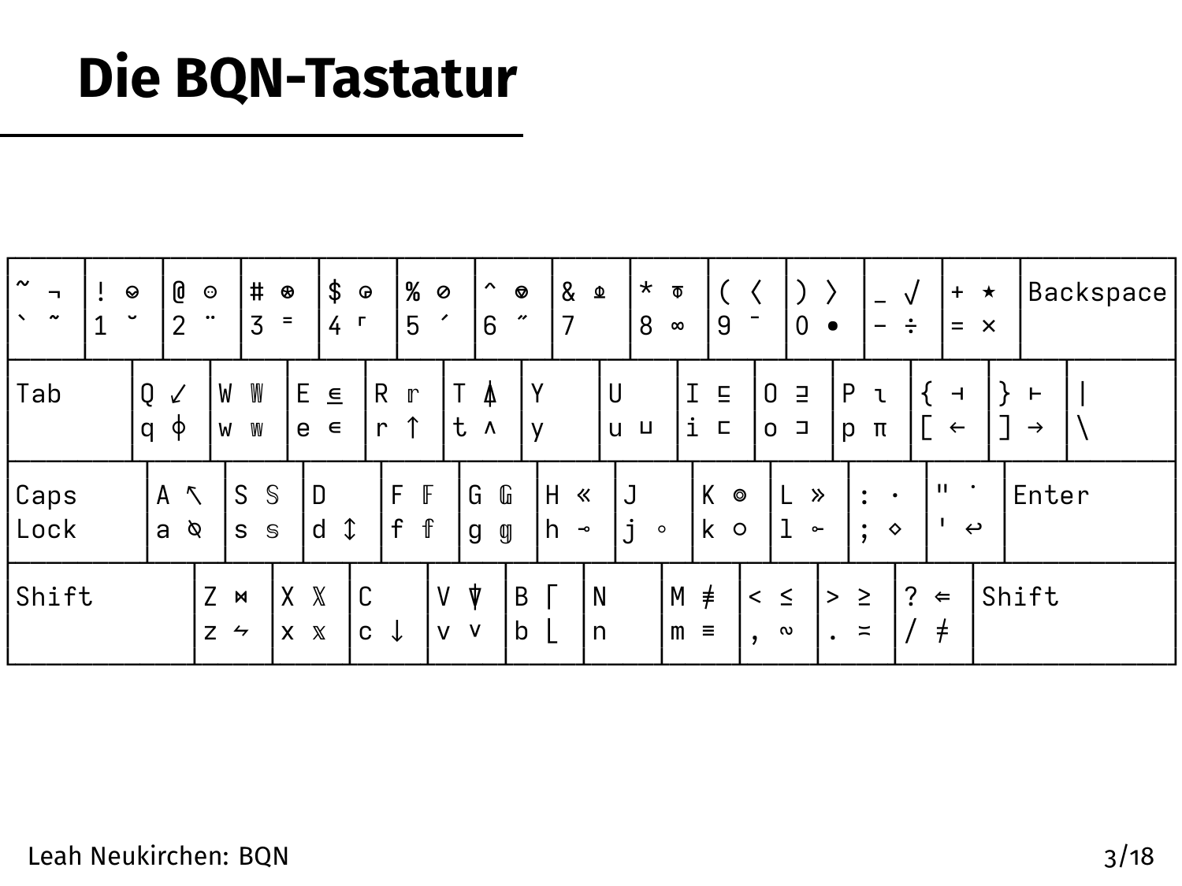# Die BQN-Tastatur

```
┌─────┬─────┬─────┬─────┬─────┬─────┬─────┬─────┬─────┬─────┬─────┬─────┬─────┬──────────┐
│~ ¬  │! ⎉  │@ ⚇  │# ⍟  │$ ◶  │% ⊘  │^ ⎊  │& ⍎  │* ⍕  │( ⟨  │) ⟩  │_ √  │+ ⋆  │Backspace │
│` ˜  │1 ˘  │2 ¨  │3 ⁼  │4 ⌜  │5 ´  │6 ˝  │7    │8 ∞  │9 ¯  │0 •  │- ÷  │= ×  │          │
├─────┴──┬──┴──┬──┴──┬──┴──┬──┴──┬──┴──┬──┴──┬──┴──┬──┴──┬──┴──┬──┴──┬──┴──┬──┴──┬───────┤
│Tab     │Q ↙  │W 𝕎  │E ⍷  │R 𝕣  │T ⍋  │Y    │U    │I ⊑  │O ⊒  │P ⍳  │{ ⊣  │} ⊢  │|      │
│        │q ⌽  │w 𝕨  │e ∊  │r ↑  │t ∧  │y    │u ⊔  │i ⊏  │o ⊐  │p π  │[ ←  │] →  │\      │
├────────┴─┬───┴─┬───┴─┬───┴─┬───┴─┬───┴─┬───┴─┬───┴─┬───┴─┬───┴─┬───┴─┬───┴─┬───┴───────┤
│Caps      │A ↖  │S 𝕊  │D    │F 𝔽  │G 𝔾  │H «  │J    │K ⌾  │L »  │: ·  │" ˙  │Enter      │
│Lock      │a ⍉  │s 𝕤  │d ↕  │f 𝕗  │g 𝕘  │h ⊸  │j ∘  │k ○  │l ⟜  │; ⋄  │' ↩  │           │
├──────────┴──┬──┴──┬──┴──┬──┴──┬──┴──┬──┴──┬──┴──┬──┴──┬──┴──┬──┴──┬──┴──┬──┴───────────┤
│Shift        │Z ⋈  │X 𝕏  │C    │V ⍒  │B ⌈  │N    │M ≢  │< ≤  │> ≥  │? ⇐  │Shift         │
│             │z ⥊  │x 𝕩  │c ↓  │v ∨  │b ⌊  │n    │m ≡  │, ∾  │. ≍  │/ ≠  │              │
└─────────────┴─────┴─────┴─────┴─────┴─────┴─────┴─────┴─────┴─────┴─────┴──────────────┘
```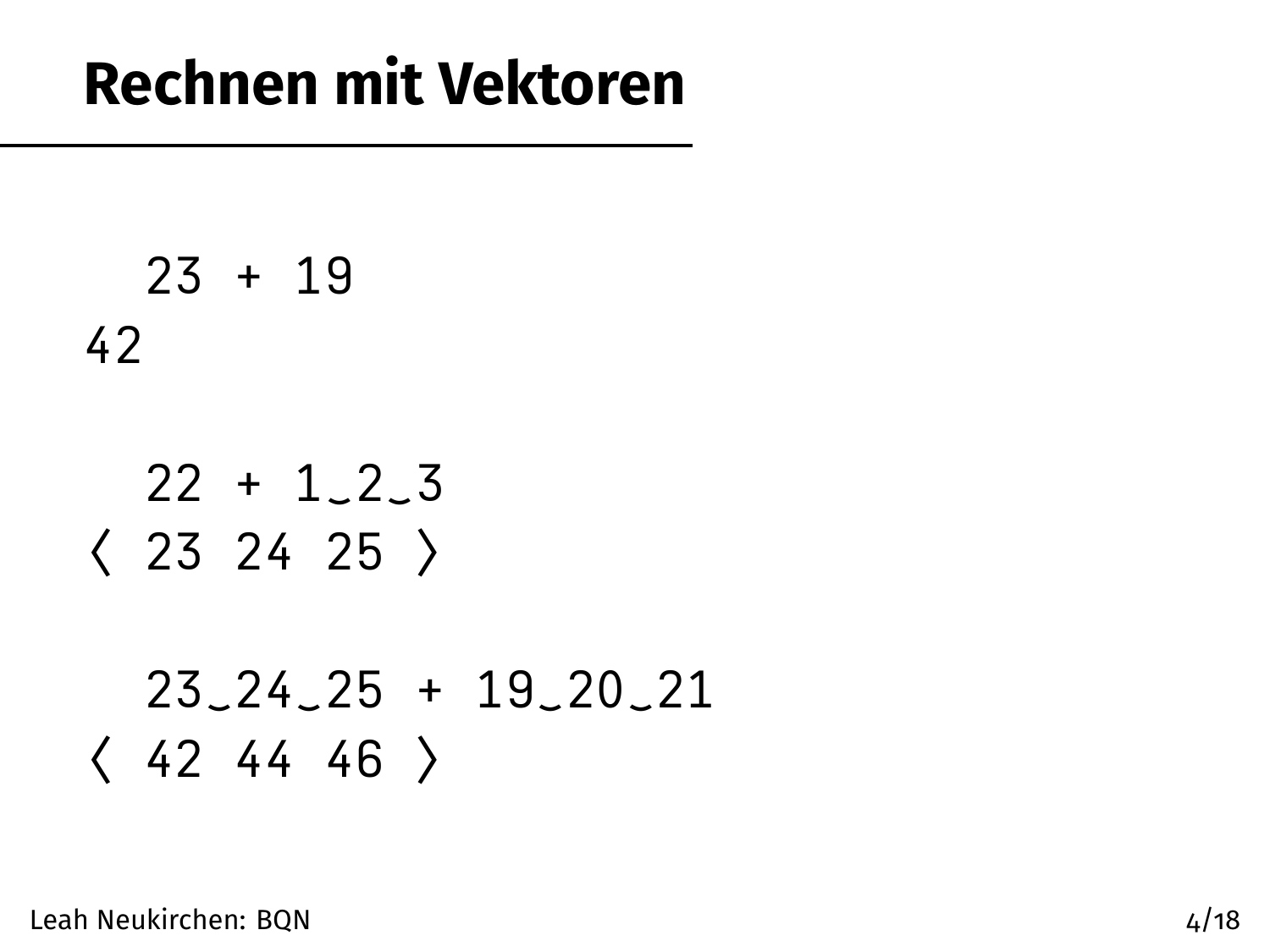# Rechnen mit Vektoren

```
   23 + 19
42

   22 + 1‿2‿3
⟨ 23 24 25 ⟩

   23‿24‿25 + 19‿20‿21
⟨ 42 44 46 ⟩
```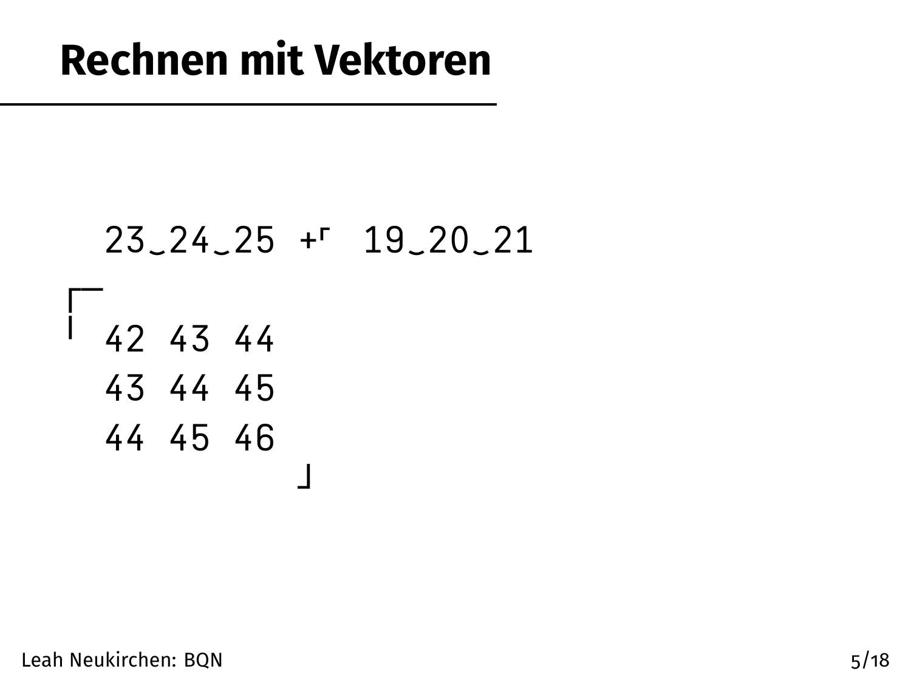# Rechnen mit Vektoren

```
   23‿24‿25 +⌜ 19‿20‿21
┌─
╵ 42 43 44
  43 44 45
  44 45 46
           ┘
```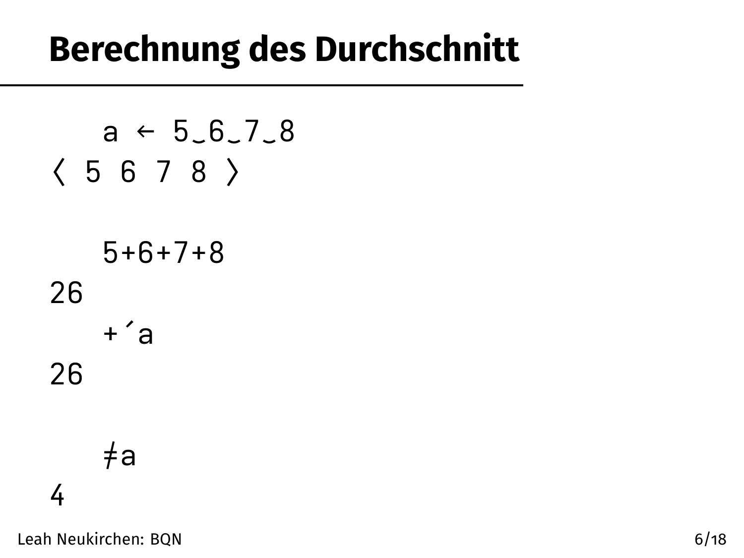# Berechnung des Durchschnitt

```
    a ← 5‿6‿7‿8
⟨ 5 6 7 8 ⟩

    5+6+7+8
26
    +´a
26

    ≠a
4
```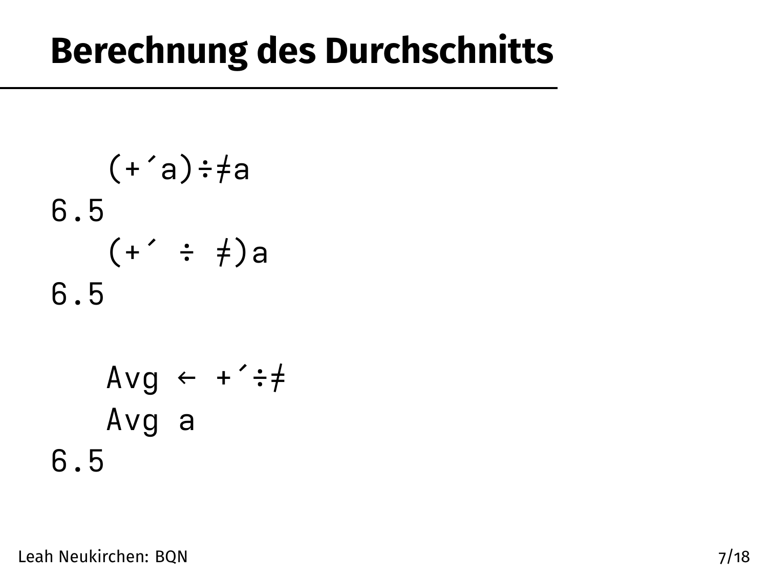# Berechnung des Durchschnitts

```
   (+´a)÷≠a
6.5
   (+´ ÷ ≠)a
6.5

   Avg ← +´÷≠
   Avg a
6.5
```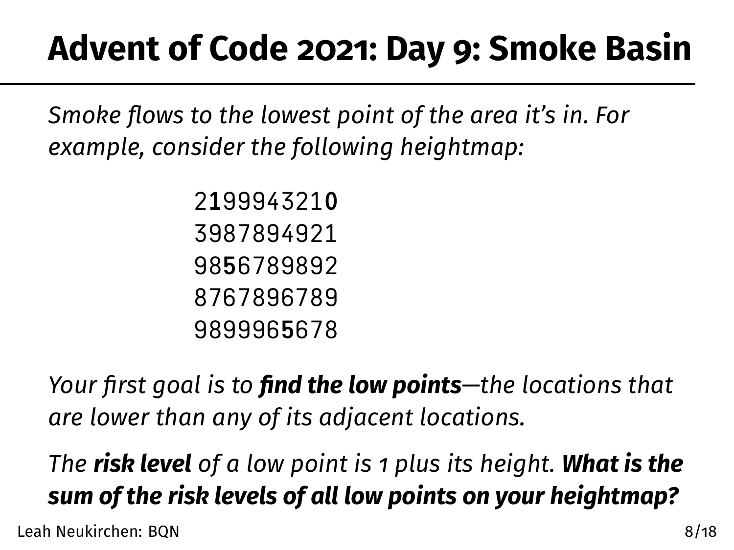# Advent of Code 2021: Day 9: Smoke Basin

*Smoke flows to the lowest point of the area it's in. For example, consider the following heightmap:*

```
2199943210
3987894921
9856789892
8767896789
9899965678
```

*Your first goal is to **find the low points**—the locations that are lower than any of its adjacent locations.*

*The **risk level** of a low point is 1 plus its height. **What is the sum of the risk levels of all low points on your heightmap?***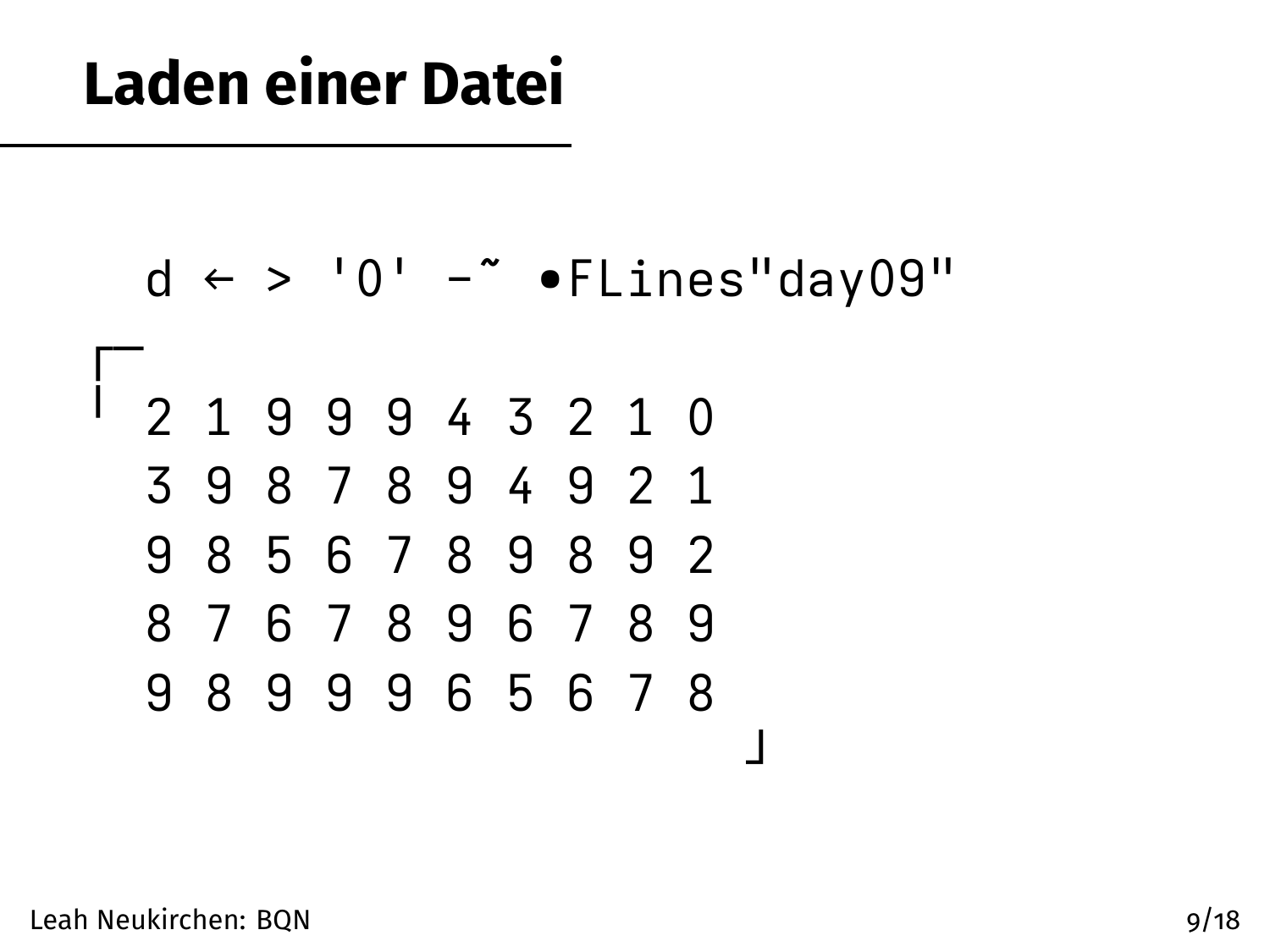# Laden einer Datei

```
   d ← > '0' -˜ •FLines"day09"
┌─
╵ 2 1 9 9 9 4 3 2 1 0
  3 9 8 7 8 9 4 9 2 1
  9 8 5 6 7 8 9 8 9 2
  8 7 6 7 8 9 6 7 8 9
  9 8 9 9 9 6 5 6 7 8
                      ┘
```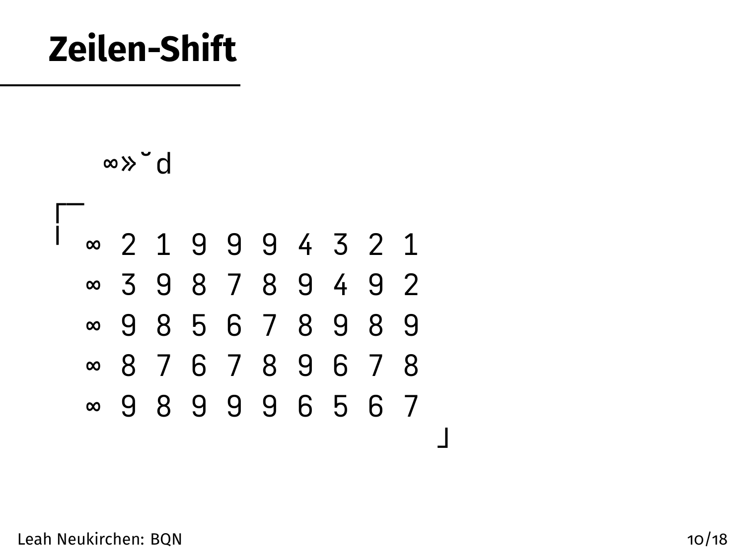# Zeilen-Shift

```
   ∞»˘d
┌─
╵ ∞ 2 1 9 9 9 4 3 2 1
  ∞ 3 9 8 7 8 9 4 9 2
  ∞ 9 8 5 6 7 8 9 8 9
  ∞ 8 7 6 7 8 9 6 7 8
  ∞ 9 8 9 9 9 6 5 6 7
                      ┘
```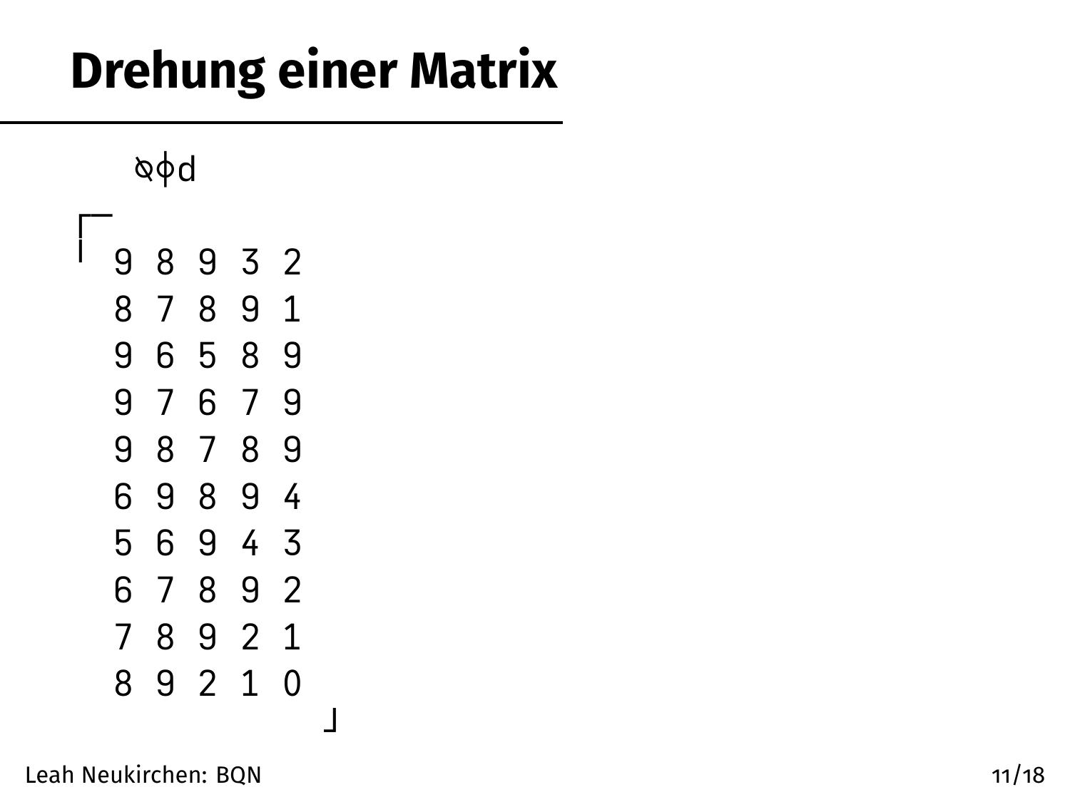# Drehung einer Matrix

```
  ⍉⌽d
┌─
╵ 9 8 9 3 2
  8 7 8 9 1
  9 6 5 8 9
  9 7 6 7 9
  9 8 7 8 9
  6 9 8 9 4
  5 6 9 4 3
  6 7 8 9 2
  7 8 9 2 1
  8 9 2 1 0
            ┘
```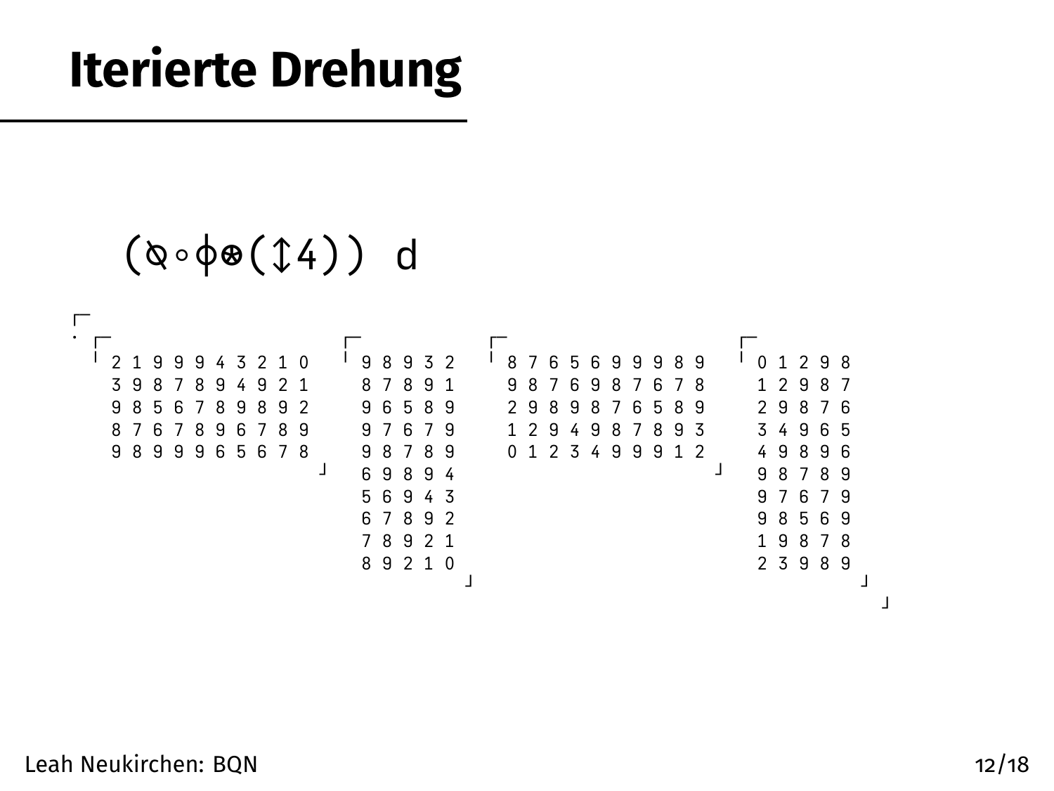# Iterierte Drehung

```
    (⍉∘⌽⍟(↕4)) d
┌─
· ┌─                       ┌─           ┌─                      ┌─
  ╵ 2 1 9 9 9 4 3 2 1 0    ╵ 9 8 9 3 2  ╵ 8 7 6 5 6 9 9 9 8 9   ╵ 0 1 2 9 8
    3 9 8 7 8 9 4 9 2 1      8 7 8 9 1    9 8 7 6 9 8 7 6 7 8     1 2 9 8 7
    9 8 5 6 7 8 9 8 9 2      9 6 5 8 9    2 9 8 9 8 7 6 5 8 9     2 9 8 7 6
    8 7 6 7 8 9 6 7 8 9      9 7 6 7 9    1 2 9 4 9 8 7 8 9 3     3 4 9 6 5
    9 8 9 9 9 6 5 6 7 8      9 8 7 8 9    0 1 2 3 4 9 9 9 1 2     4 9 8 9 6
                        ┘    6 9 8 9 4                        ┘   9 8 7 8 9
                             5 6 9 4 3                            9 7 6 7 9
                             6 7 8 9 2                            9 8 5 6 9
                             7 8 9 2 1                            1 9 8 7 8
                             8 9 2 1 0                            2 3 9 8 9
                                       ┘                                    ┘
                                                                              ┘
```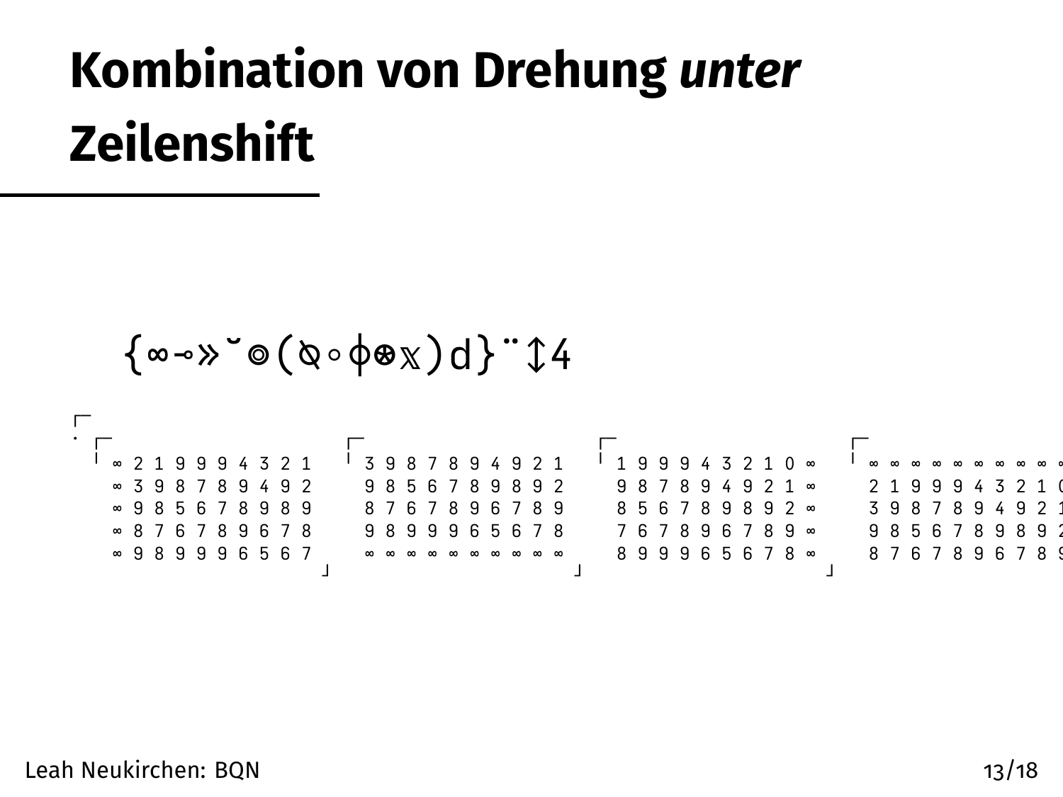# Kombination von Drehung *unter* Zeilenshift

```
{∞⊸»˘⊚(⍉∘⌽⍟𝕩)d}¨↕4
```

```
┌·
· ┌─                     ┌─                     ┌─                     ┌─
  ╵ ∞ 2 1 9 9 9 4 3 2 1  ╵ 3 9 8 7 8 9 4 9 2 1  ╵ 1 9 9 9 4 3 2 1 0 ∞  ╵ ∞ ∞ ∞ ∞ ∞ ∞ ∞ ∞ ∞ ∞
    ∞ 3 9 8 7 8 9 4 9 2    9 8 5 6 7 8 9 8 9 2    9 8 7 8 9 4 9 2 1 ∞    2 1 9 9 9 4 3 2 1 0
    ∞ 9 8 5 6 7 8 9 8 9    8 7 6 7 8 9 6 7 8 9    8 5 6 7 8 9 8 9 2 ∞    3 9 8 7 8 9 4 9 2 1
    ∞ 8 7 6 7 8 9 6 7 8    9 8 9 9 9 6 5 6 7 8    7 6 7 8 9 6 7 8 9 ∞    9 8 5 6 7 8 9 8 9 2
    ∞ 9 8 9 9 9 6 5 6 7    ∞ ∞ ∞ ∞ ∞ ∞ ∞ ∞ ∞ ∞    8 9 9 9 6 5 6 7 8 ∞    8 7 6 7 8 9 6 7 8 9
                        ┘                      ┘                      ┘
```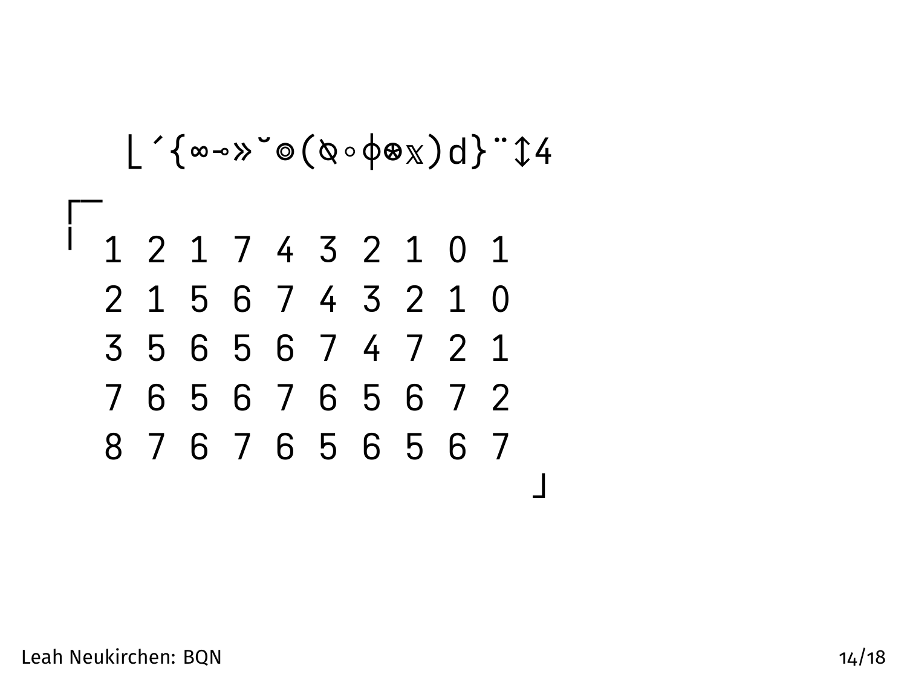```
   ⌊´{∞⊸»˘⊚(⍉∘⌽⊛𝕩)d}¨↕4
┌─
╵ 1 2 1 7 4 3 2 1 0 1
  2 1 5 6 7 4 3 2 1 0
  3 5 6 5 6 7 4 7 2 1
  7 6 5 6 7 6 5 6 7 2
  8 7 6 7 6 5 6 5 6 7
                      ┘
```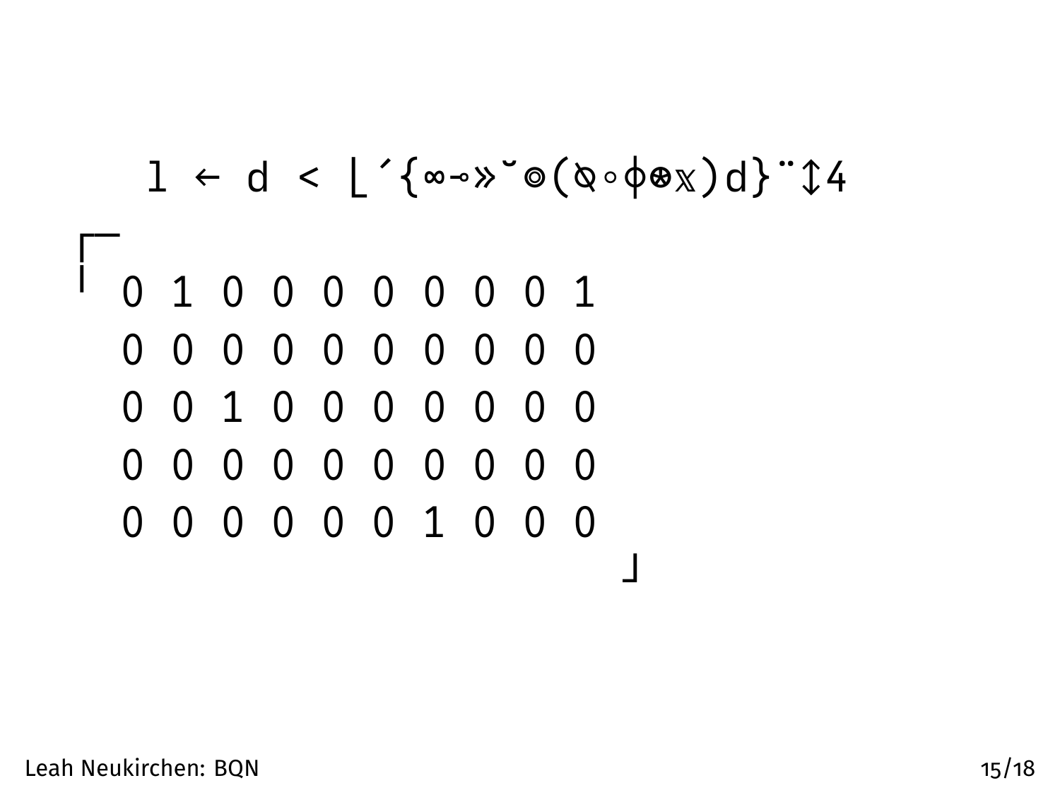```
l ← d < ⌊´{∞-∘»˘⊚(⍉∘⌽⊛𝕩)d}¨↕4
┌─
╵ 0 1 0 0 0 0 0 0 0 1
  0 0 0 0 0 0 0 0 0 0
  0 0 1 0 0 0 0 0 0 0
  0 0 0 0 0 0 0 0 0 0
  0 0 0 0 0 0 1 0 0 0
                      ┘
```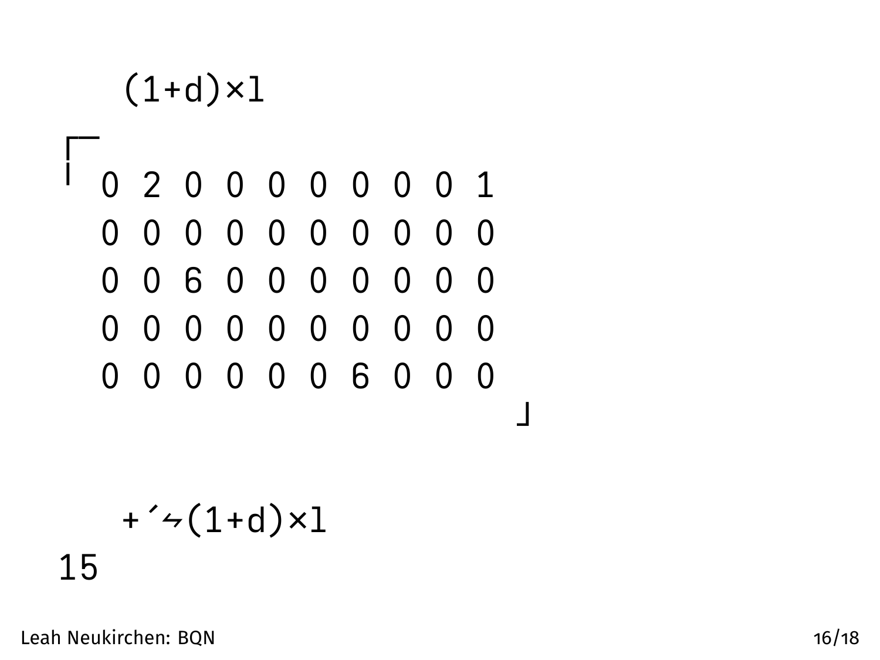```
   (1+d)×l
┌─
╵ 0 2 0 0 0 0 0 0 0 1
  0 0 0 0 0 0 0 0 0 0
  0 0 6 0 0 0 0 0 0 0
  0 0 0 0 0 0 0 0 0 0
  0 0 0 0 0 0 6 0 0 0
                      ┘

   +´⥊(1+d)×l
15
```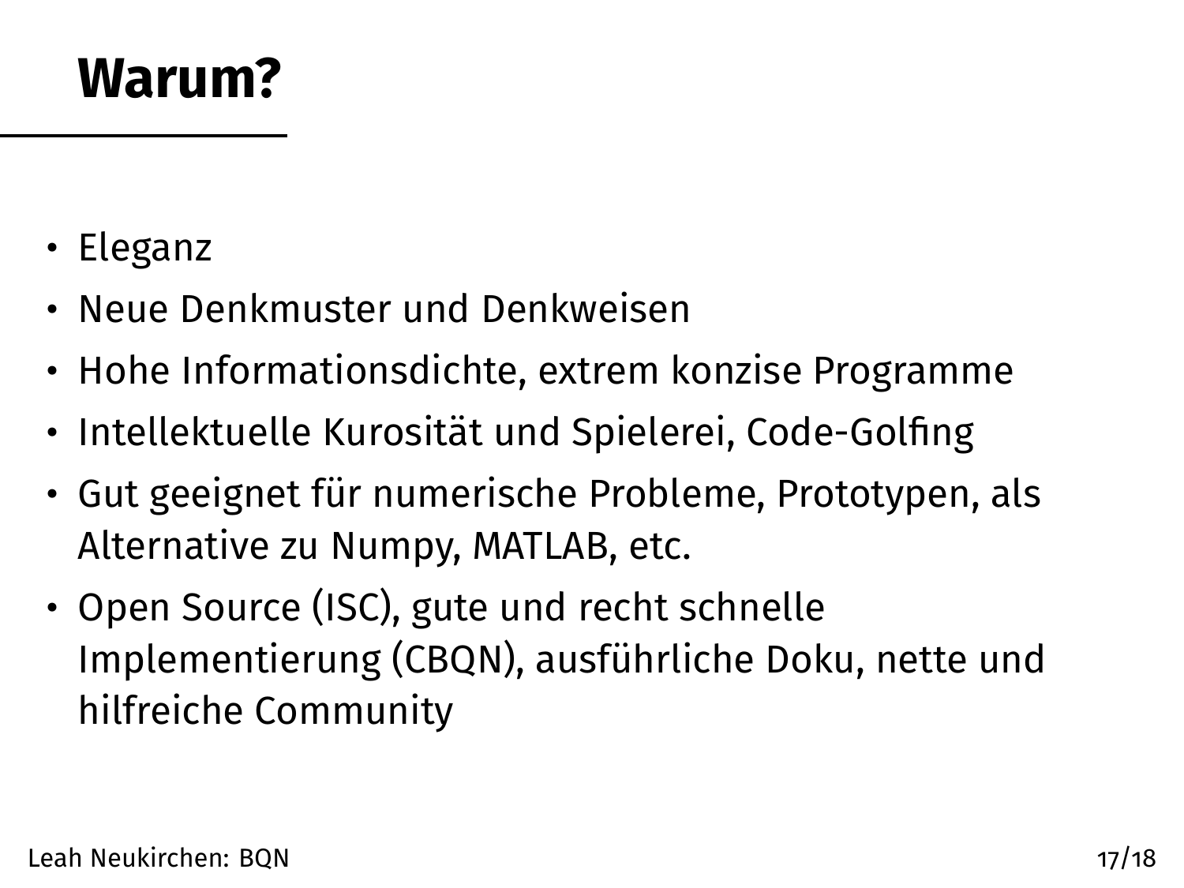# Warum?

- Eleganz
- Neue Denkmuster und Denkweisen
- Hohe Informationsdichte, extrem konzise Programme
- Intellektuelle Kurosität und Spielerei, Code-Golfing
- Gut geeignet für numerische Probleme, Prototypen, als Alternative zu Numpy, MATLAB, etc.
- Open Source (ISC), gute und recht schnelle Implementierung (CBQN), ausführliche Doku, nette und hilfreiche Community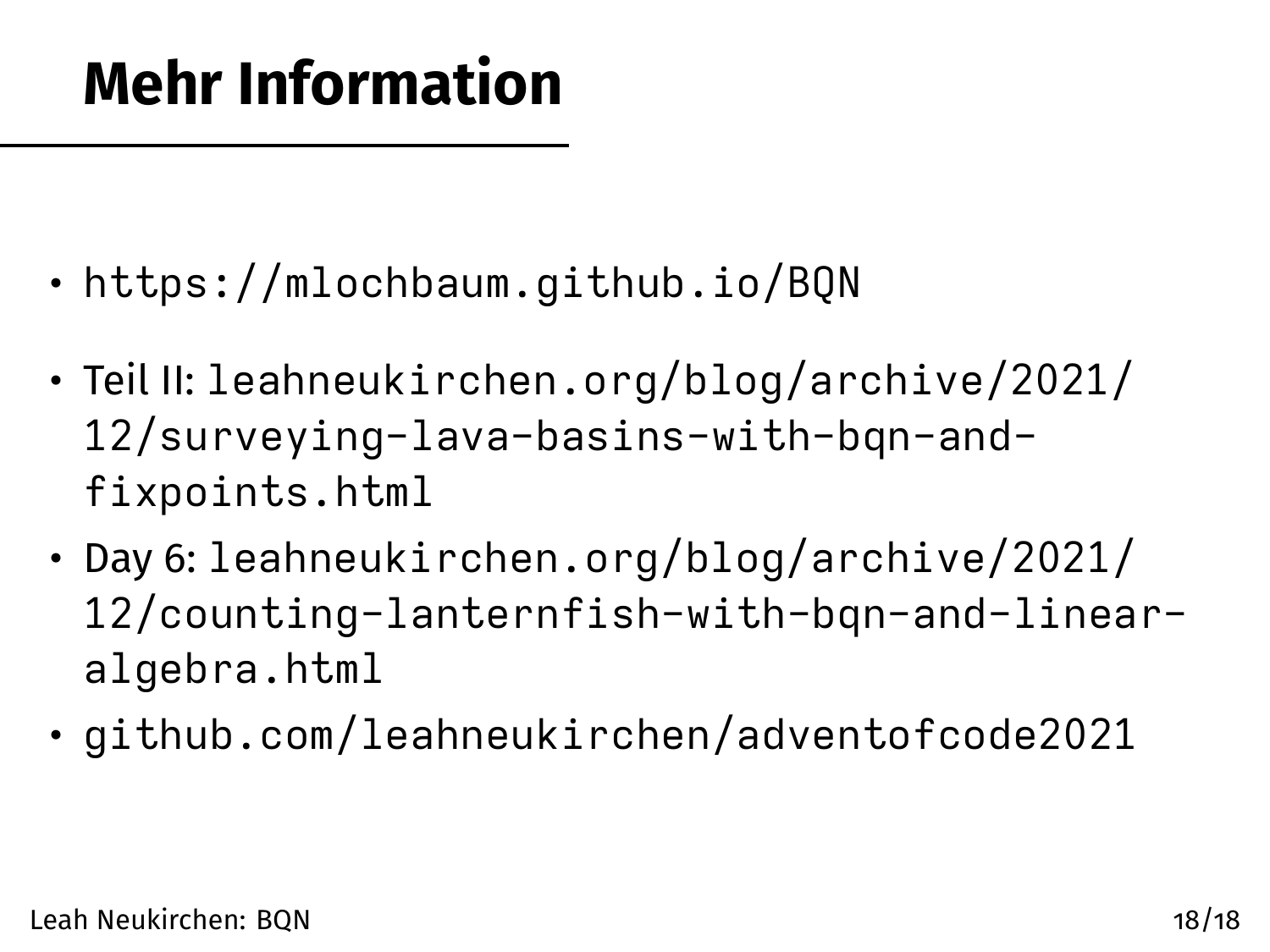# Mehr Information

- `https://mlochbaum.github.io/BQN`
- Teil II: `leahneukirchen.org/blog/archive/2021/12/surveying-lava-basins-with-bqn-and-fixpoints.html`
- Day 6: `leahneukirchen.org/blog/archive/2021/12/counting-lanternfish-with-bqn-and-linear-algebra.html`
- `github.com/leahneukirchen/adventofcode2021`